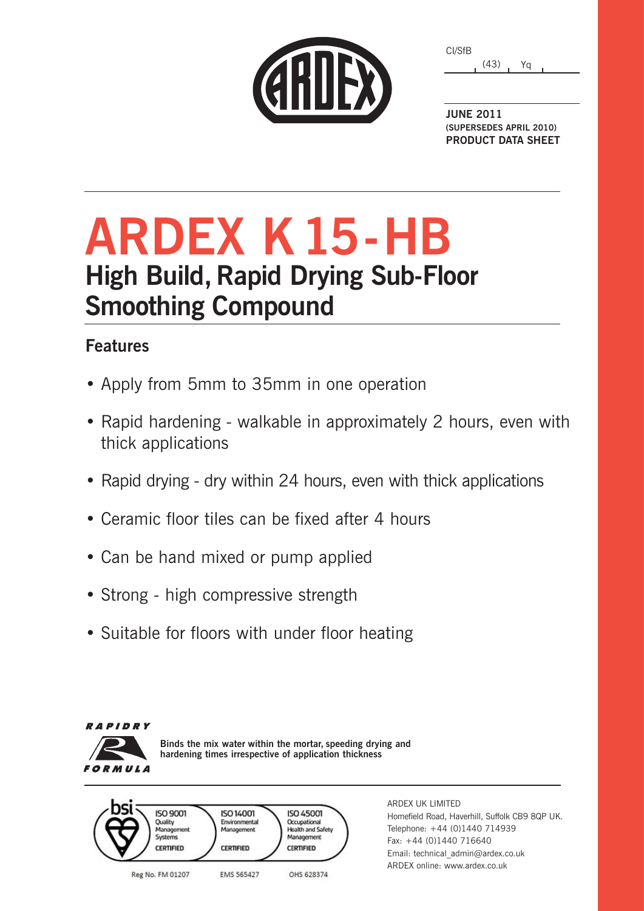CI/SfB

(43) Yq

**JUNE 2011**
**(SUPERSEDES APRIL 2010)**
**PRODUCT DATA SHEET**

# ARDEX K 15-HB

## High Build, Rapid Drying Sub-Floor Smoothing Compound

### Features

- Apply from 5mm to 35mm in one operation
- Rapid hardening - walkable in approximately 2 hours, even with thick applications
- Rapid drying - dry within 24 hours, even with thick applications
- Ceramic floor tiles can be fixed after 4 hours
- Can be hand mixed or pump applied
- Strong - high compressive strength
- Suitable for floors with under floor heating

*RAPIDRY FORMULA*

**Binds the mix water within the mortar, speeding drying and hardening times irrespective of application thickness**

bsi

ISO 9001 Quality Management Systems CERTIFIED — Reg No. FM 01207

ISO 14001 Environmental Management CERTIFIED — EMS 565427

ISO 45001 Occupational Health and Safety Management CERTIFIED — OHS 628374

ARDEX UK LIMITED
Homefield Road, Haverhill, Suffolk CB9 8QP UK.
Telephone: +44 (0)1440 714939
Fax: +44 (0)1440 716640
Email: technical_admin@ardex.co.uk
ARDEX online: www.ardex.co.uk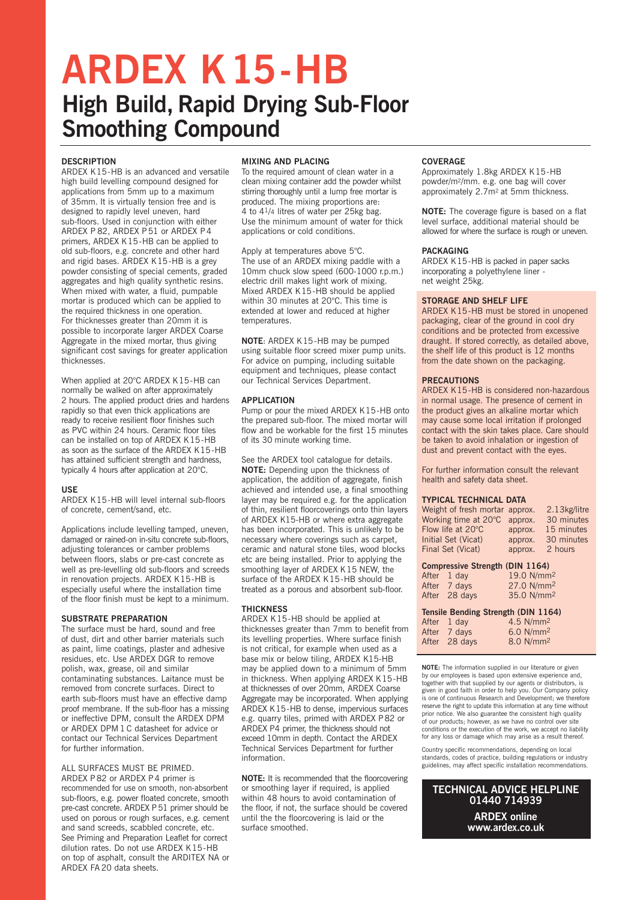# ARDEX K15-HB

## High Build, Rapid Drying Sub-Floor Smoothing Compound

### DESCRIPTION

ARDEX K15-HB is an advanced and versatile high build levelling compound designed for applications from 5mm up to a maximum of 35mm. It is virtually tension free and is designed to rapidly level uneven, hard sub-floors. Used in conjunction with either ARDEX P82, ARDEX P51 or ARDEX P4 primers, ARDEX K15-HB can be applied to old sub-floors, e.g. concrete and other hard and rigid bases. ARDEX K15-HB is a grey powder consisting of special cements, graded aggregates and high quality synthetic resins. When mixed with water, a fluid, pumpable mortar is produced which can be applied to the required thickness in one operation. For thicknesses greater than 20mm it is possible to incorporate larger ARDEX Coarse Aggregate in the mixed mortar, thus giving significant cost savings for greater application thicknesses.

When applied at 20°C ARDEX K15-HB can normally be walked on after approximately 2 hours. The applied product dries and hardens rapidly so that even thick applications are ready to receive resilient floor finishes such as PVC within 24 hours. Ceramic floor tiles can be installed on top of ARDEX K15-HB as soon as the surface of the ARDEX K15-HB has attained sufficient strength and hardness, typically 4 hours after application at 20°C.

### USE

ARDEX K15-HB will level internal sub-floors of concrete, cement/sand, etc.

Applications include levelling tamped, uneven, damaged or rained-on in-situ concrete sub-floors, adjusting tolerances or camber problems between floors, slabs or pre-cast concrete as well as pre-levelling old sub-floors and screeds in renovation projects. ARDEX K15-HB is especially useful where the installation time of the floor finish must be kept to a minimum.

### SUBSTRATE PREPARATION

The surface must be hard, sound and free of dust, dirt and other barrier materials such as paint, lime coatings, plaster and adhesive residues, etc. Use ARDEX DGR to remove polish, wax, grease, oil and similar contaminating substances. Laitance must be removed from concrete surfaces. Direct to earth sub-floors must have an effective damp proof membrane. If the sub-floor has a missing or ineffective DPM, consult the ARDEX DPM or ARDEX DPM 1 C datasheet for advice or contact our Technical Services Department for further information.

ALL SURFACES MUST BE PRIMED.
ARDEX P82 or ARDEX P4 primer is recommended for use on smooth, non-absorbent sub-floors, e.g. power floated concrete, smooth pre-cast concrete. ARDEX P51 primer should be used on porous or rough surfaces, e.g. cement and sand screeds, scabbled concrete, etc. See Priming and Preparation Leaflet for correct dilution rates. Do not use ARDEX K15-HB on top of asphalt, consult the ARDITEX NA or ARDEX FA20 data sheets.

### MIXING AND PLACING

To the required amount of clean water in a clean mixing container add the powder whilst stirring thoroughly until a lump free mortar is produced. The mixing proportions are: 4 to 4¼ litres of water per 25kg bag. Use the minimum amount of water for thick applications or cold conditions.

Apply at temperatures above 5°C.
The use of an ARDEX mixing paddle with a 10mm chuck slow speed (600-1000 r.p.m.) electric drill makes light work of mixing. Mixed ARDEX K15-HB should be applied within 30 minutes at 20°C. This time is extended at lower and reduced at higher temperatures.

**NOTE**: ARDEX K15-HB may be pumped using suitable floor screed mixer pump units. For advice on pumping, including suitable equipment and techniques, please contact our Technical Services Department.

### APPLICATION

Pump or pour the mixed ARDEX K15-HB onto the prepared sub-floor. The mixed mortar will flow and be workable for the first 15 minutes of its 30 minute working time.

See the ARDEX tool catalogue for details.
**NOTE:** Depending upon the thickness of application, the addition of aggregate, finish achieved and intended use, a final smoothing layer may be required e.g. for the application of thin, resilient floorcoverings onto thin layers of ARDEX K15-HB or where extra aggregate has been incorporated. This is unlikely to be necessary where coverings such as carpet, ceramic and natural stone tiles, wood blocks etc are being installed. Prior to applying the smoothing layer of ARDEX K15 NEW, the surface of the ARDEX K15-HB should be treated as a porous and absorbent sub-floor.

### THICKNESS

ARDEX K15-HB should be applied at thicknesses greater than 7mm to benefit from its levelling properties. Where surface finish is not critical, for example when used as a base mix or below tiling, ARDEX K15-HB may be applied down to a minimum of 5mm in thickness. When applying ARDEX K15-HB at thicknesses of over 20mm, ARDEX Coarse Aggregate may be incorporated. When applying ARDEX K15-HB to dense, impervious surfaces e.g. quarry tiles, primed with ARDEX P82 or ARDEX P4 primer, the thickness should not exceed 10mm in depth. Contact the ARDEX Technical Services Department for further information.

**NOTE:** It is recommended that the floorcovering or smoothing layer if required, is applied within 48 hours to avoid contamination of the floor, if not, the surface should be covered until the the floorcovering is laid or the surface smoothed.

### COVERAGE

Approximately 1.8kg ARDEX K15-HB powder/m²/mm. e.g. one bag will cover approximately 2.7m² at 5mm thickness.

**NOTE:** The coverage figure is based on a flat level surface, additional material should be allowed for where the surface is rough or uneven.

### PACKAGING

ARDEX K15-HB is packed in paper sacks incorporating a polyethylene liner - net weight 25kg.

### STORAGE AND SHELF LIFE

ARDEX K15-HB must be stored in unopened packaging, clear of the ground in cool dry conditions and be protected from excessive draught. If stored correctly, as detailed above, the shelf life of this product is 12 months from the date shown on the packaging.

### PRECAUTIONS

ARDEX K15-HB is considered non-hazardous in normal usage. The presence of cement in the product gives an alkaline mortar which may cause some local irritation if prolonged contact with the skin takes place. Care should be taken to avoid inhalation or ingestion of dust and prevent contact with the eyes.

For further information consult the relevant health and safety data sheet.

### TYPICAL TECHNICAL DATA

| | | |
|---|---|---|
| Weight of fresh mortar | approx. | 2.13kg/litre |
| Working time at 20°C | approx. | 30 minutes |
| Flow life at 20°C | approx. | 15 minutes |
| Initial Set (Vicat) | approx. | 30 minutes |
| Final Set (Vicat) | approx. | 2 hours |

**Compressive Strength (DIN 1164)**

| | |
|---|---|
| After 1 day | 19.0 N/mm² |
| After 7 days | 27.0 N/mm² |
| After 28 days | 35.0 N/mm² |

**Tensile Bending Strength (DIN 1164)**

| | |
|---|---|
| After 1 day | 4.5 N/mm² |
| After 7 days | 6.0 N/mm² |
| After 28 days | 8.0 N/mm² |

**NOTE:** The information supplied in our literature or given by our employees is based upon extensive experience and, together with that supplied by our agents or distributors, is given in good faith in order to help you. Our Company policy is one of continuous Research and Development; we therefore reserve the right to update this information at any time without prior notice. We also guarantee the consistent high quality of our products; however, as we have no control over site conditions or the execution of the work, we accept no liability for any loss or damage which may arise as a result thereof.

Country specific recommendations, depending on local standards, codes of practice, building regulations or industry guidelines, may affect specific installation recommendations.

**TECHNICAL ADVICE HELPLINE**
**01440 714939**

**ARDEX online**
**www.ardex.co.uk**